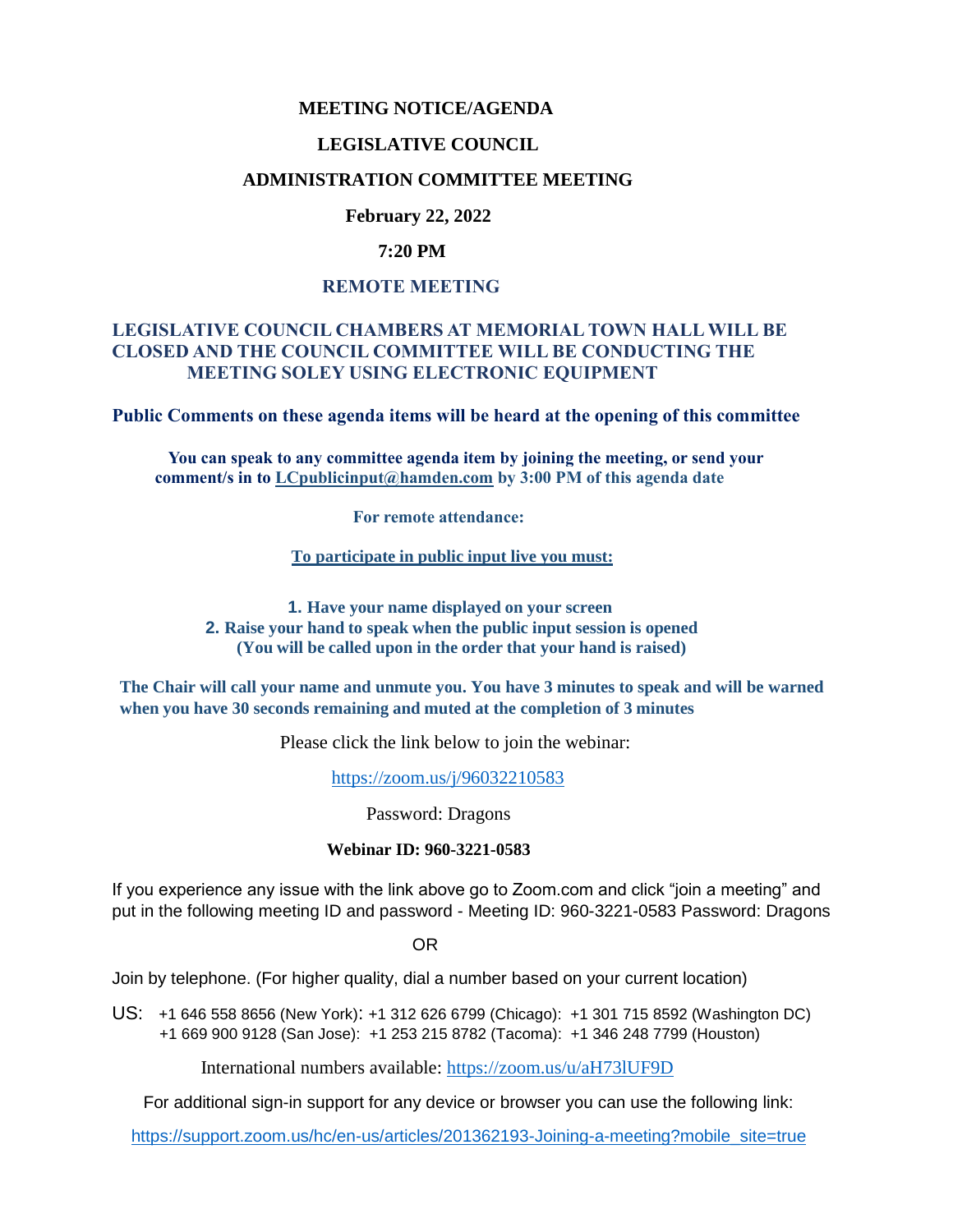# MEETING NOTICE/AGENDA

## LEGISLATIVE COUNCIL

## ADMINISTRATION COMMITTEE MEETING

**February 22, 2022**

**7:20 PM**

**REMOTE MEETING**

**LEGISLATIVE COUNCIL CHAMBERS AT MEMORIAL TOWN HALL WILL BE CLOSED AND THE COUNCIL COMMITTEE WILL BE CONDUCTING THE MEETING SOLEY USING ELECTRONIC EQUIPMENT**

**Public Comments on these agenda items will be heard at the opening of this committee**

**You can speak to any committee agenda item by joining the meeting, or send your comment/s in to LCpublicinput@hamden.com by 3:00 PM of this agenda date**

**For remote attendance:**

**To participate in public input live you must:**

1. **Have your name displayed on your screen**
2. **Raise your hand to speak when the public input session is opened (You will be called upon in the order that your hand is raised)**

**The Chair will call your name and unmute you. You have 3 minutes to speak and will be warned when you have 30 seconds remaining and muted at the completion of 3 minutes**

Please click the link below to join the webinar:

https://zoom.us/j/96032210583

Password: Dragons

**Webinar ID: 960-3221-0583**

If you experience any issue with the link above go to Zoom.com and click "join a meeting" and put in the following meeting ID and password - Meeting ID: 960-3221-0583 Password: Dragons

OR

Join by telephone. (For higher quality, dial a number based on your current location)

US: +1 646 558 8656 (New York): +1 312 626 6799 (Chicago): +1 301 715 8592 (Washington DC) +1 669 900 9128 (San Jose): +1 253 215 8782 (Tacoma): +1 346 248 7799 (Houston)

International numbers available: https://zoom.us/u/aH73lUF9D

For additional sign-in support for any device or browser you can use the following link:

https://support.zoom.us/hc/en-us/articles/201362193-Joining-a-meeting?mobile_site=true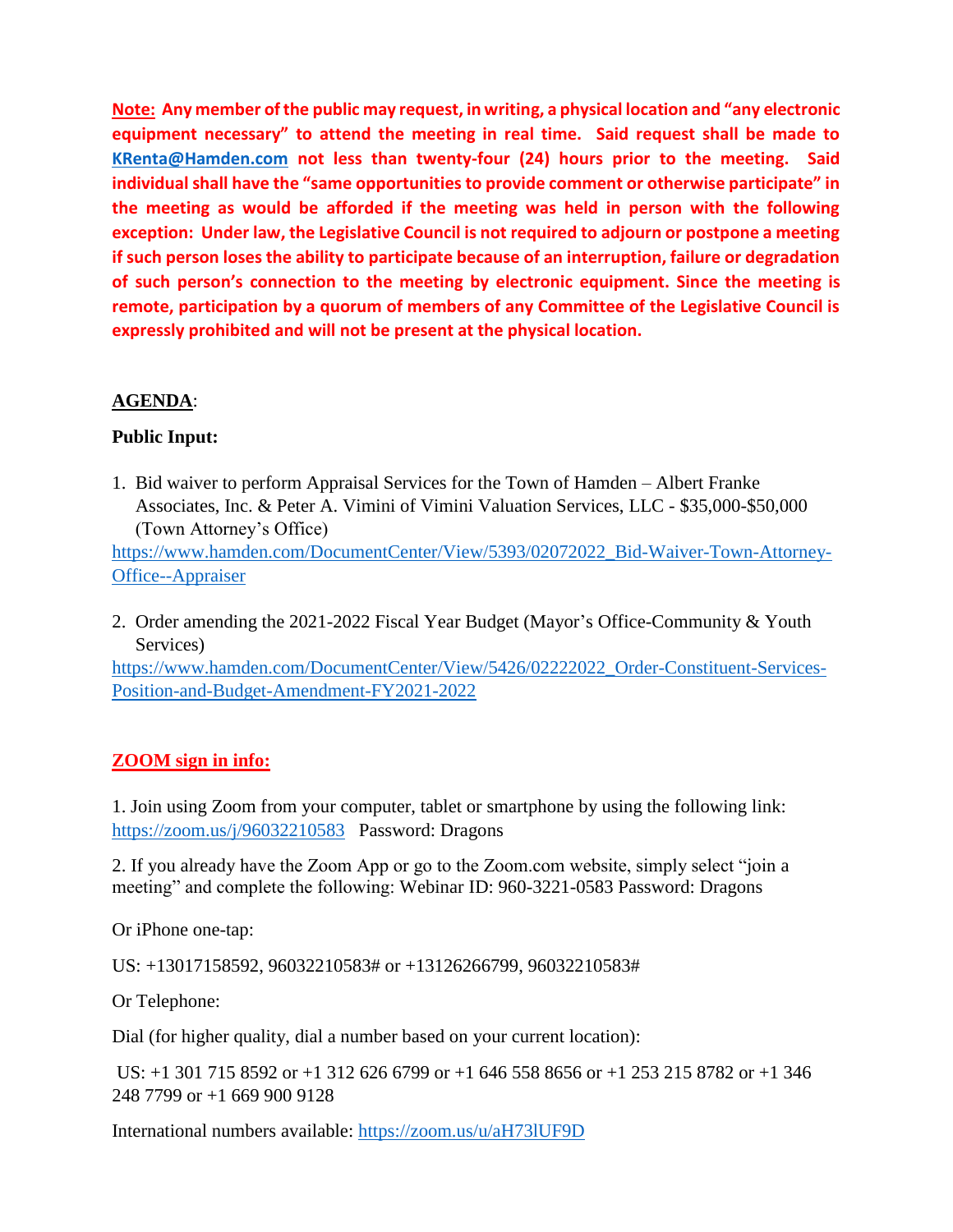**Note: Any member of the public may request, in writing, a physical location and "any electronic equipment necessary" to attend the meeting in real time. Said request shall be made to KRenta@Hamden.com not less than twenty-four (24) hours prior to the meeting. Said individual shall have the "same opportunities to provide comment or otherwise participate" in the meeting as would be afforded if the meeting was held in person with the following exception: Under law, the Legislative Council is not required to adjourn or postpone a meeting if such person loses the ability to participate because of an interruption, failure or degradation of such person's connection to the meeting by electronic equipment. Since the meeting is remote, participation by a quorum of members of any Committee of the Legislative Council is expressly prohibited and will not be present at the physical location.**

**AGENDA**:

**Public Input:**

1. Bid waiver to perform Appraisal Services for the Town of Hamden – Albert Franke Associates, Inc. & Peter A. Vimini of Vimini Valuation Services, LLC - $35,000-$50,000 (Town Attorney's Office)

https://www.hamden.com/DocumentCenter/View/5393/02072022_Bid-Waiver-Town-Attorney-Office--Appraiser

2. Order amending the 2021-2022 Fiscal Year Budget (Mayor's Office-Community & Youth Services)

https://www.hamden.com/DocumentCenter/View/5426/02222022_Order-Constituent-Services-Position-and-Budget-Amendment-FY2021-2022

**ZOOM sign in info:**

1. Join using Zoom from your computer, tablet or smartphone by using the following link: https://zoom.us/j/96032210583 Password: Dragons

2. If you already have the Zoom App or go to the Zoom.com website, simply select "join a meeting" and complete the following: Webinar ID: 960-3221-0583 Password: Dragons

Or iPhone one-tap:

US: +13017158592, 96032210583# or +13126266799, 96032210583#

Or Telephone:

Dial (for higher quality, dial a number based on your current location):

US: +1 301 715 8592 or +1 312 626 6799 or +1 646 558 8656 or +1 253 215 8782 or +1 346 248 7799 or +1 669 900 9128

International numbers available: https://zoom.us/u/aH73lUF9D